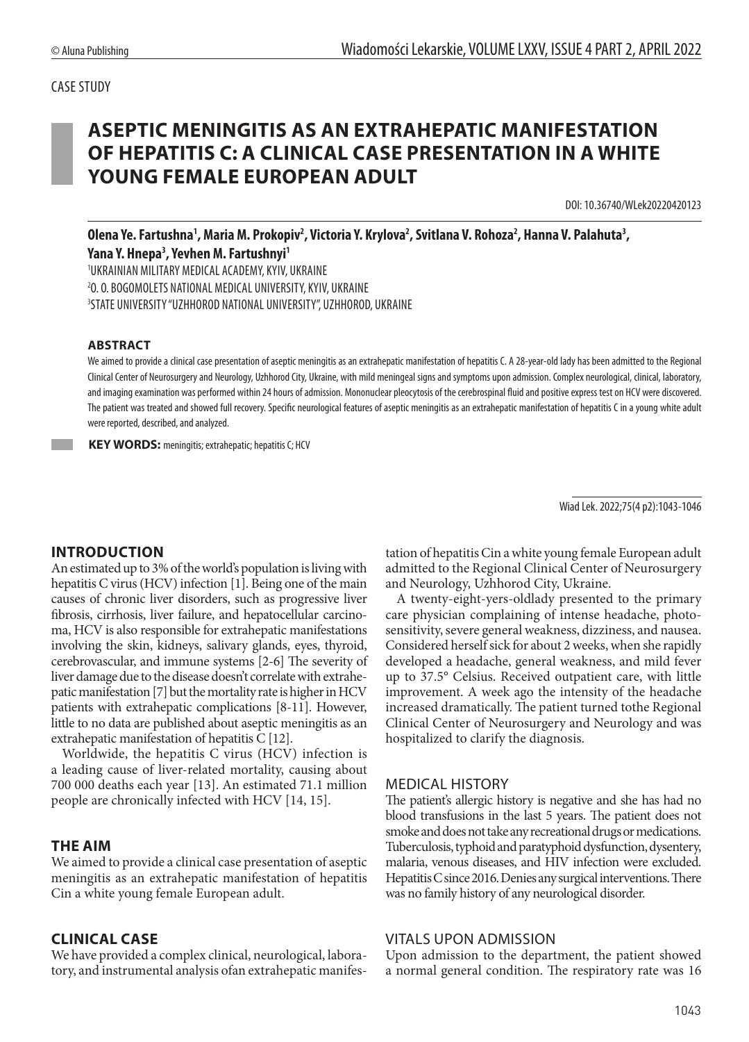CASE STUDY

# ASEPTIC MENINGITIS AS AN EXTRAHEPATIC MANIFESTATION OF HEPATITIS C: A CLINICAL CASE PRESENTATION IN A WHITE YOUNG FEMALE EUROPEAN ADULT

DOI: 10.36740/WLek20220420123

**Olena Ye. Fartushna[1], Maria M. Prokopiv[2], Victoria Y. Krylova[2], Svitlana V. Rohoza[2], Hanna V. Palahuta[3], Yana Y. Hnepa[3], Yevhen M. Fartushnyi[1]**

[1]UKRAINIAN MILITARY MEDICAL ACADEMY, KYIV, UKRAINE
[2]O. O. BOGOMOLETS NATIONAL MEDICAL UNIVERSITY, KYIV, UKRAINE
[3]STATE UNIVERSITY "UZHHOROD NATIONAL UNIVERSITY", UZHHOROD, UKRAINE

### ABSTRACT

We aimed to provide a clinical case presentation of aseptic meningitis as an extrahepatic manifestation of hepatitis C. A 28-year-old lady has been admitted to the Regional Clinical Center of Neurosurgery and Neurology, Uzhhorod City, Ukraine, with mild meningeal signs and symptoms upon admission. Complex neurological, clinical, laboratory, and imaging examination was performed within 24 hours of admission. Mononuclear pleocytosis of the cerebrospinal fluid and positive express test on HCV were discovered. The patient was treated and showed full recovery. Specific neurological features of aseptic meningitis as an extrahepatic manifestation of hepatitis C in a young white adult were reported, described, and analyzed.

**KEY WORDS:** meningitis; extrahepatic; hepatitis C; HCV

Wiad Lek. 2022;75(4 p2):1043-1046

## INTRODUCTION

An estimated up to 3% of the world's population is living with hepatitis C virus (HCV) infection [1]. Being one of the main causes of chronic liver disorders, such as progressive liver fibrosis, cirrhosis, liver failure, and hepatocellular carcinoma, HCV is also responsible for extrahepatic manifestations involving the skin, kidneys, salivary glands, eyes, thyroid, cerebrovascular, and immune systems [2-6] The severity of liver damage due to the disease doesn't correlate with extrahepatic manifestation [7] but the mortality rate is higher in HCV patients with extrahepatic complications [8-11]. However, little to no data are published about aseptic meningitis as an extrahepatic manifestation of hepatitis C [12].

Worldwide, the hepatitis C virus (HCV) infection is a leading cause of liver-related mortality, causing about 700 000 deaths each year [13]. An estimated 71.1 million people are chronically infected with HCV [14, 15].

## THE AIM

We aimed to provide a clinical case presentation of aseptic meningitis as an extrahepatic manifestation of hepatitis Cin a white young female European adult.

## CLINICAL CASE

We have provided a complex clinical, neurological, laboratory, and instrumental analysis ofan extrahepatic manifestation of hepatitis Cin a white young female European adult admitted to the Regional Clinical Center of Neurosurgery and Neurology, Uzhhorod City, Ukraine.

A twenty-eight-yers-oldlady presented to the primary care physician complaining of intense headache, photosensitivity, severe general weakness, dizziness, and nausea. Considered herself sick for about 2 weeks, when she rapidly developed a headache, general weakness, and mild fever up to 37.5° Celsius. Received outpatient care, with little improvement. A week ago the intensity of the headache increased dramatically. The patient turned tothe Regional Clinical Center of Neurosurgery and Neurology and was hospitalized to clarify the diagnosis.

### MEDICAL HISTORY

The patient's allergic history is negative and she has had no blood transfusions in the last 5 years. The patient does not smoke and does not take any recreational drugs or medications. Tuberculosis, typhoid and paratyphoid dysfunction, dysentery, malaria, venous diseases, and HIV infection were excluded. Hepatitis C since 2016. Denies any surgical interventions. There was no family history of any neurological disorder.

### VITALS UPON ADMISSION

Upon admission to the department, the patient showed a normal general condition. The respiratory rate was 16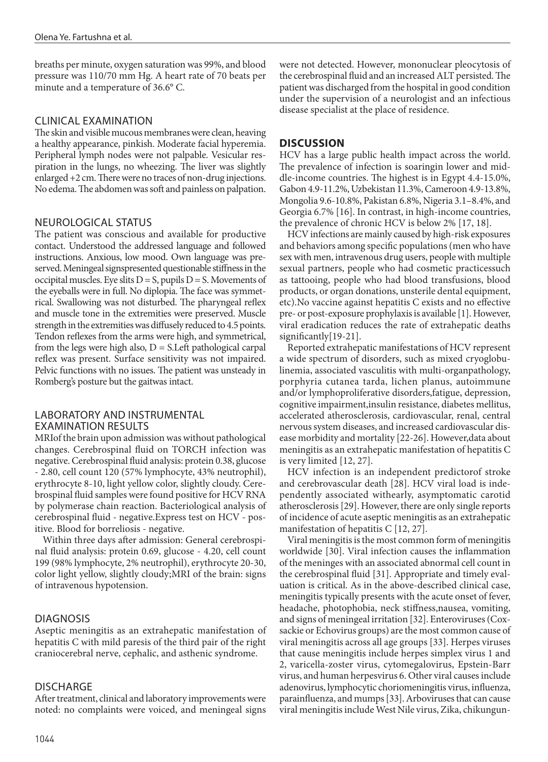breaths per minute, oxygen saturation was 99%, and blood pressure was 110/70 mm Hg. A heart rate of 70 beats per minute and a temperature of 36.6° C.

## CLINICAL EXAMINATION

The skin and visible mucous membranes were clean, heaving a healthy appearance, pinkish. Moderate facial hyperemia. Peripheral lymph nodes were not palpable. Vesicular respiration in the lungs, no wheezing. The liver was slightly enlarged +2 cm. There were no traces of non-drug injections. No edema. The abdomen was soft and painless on palpation.

## NEUROLOGICAL STATUS

The patient was conscious and available for productive contact. Understood the addressed language and followed instructions. Anxious, low mood. Own language was preserved. Meningeal signspresented questionable stiffness in the occipital muscles. Eye slits D = S, pupils D = S. Movements of the eyeballs were in full. No diplopia. The face was symmetrical. Swallowing was not disturbed. The pharyngeal reflex and muscle tone in the extremities were preserved. Muscle strength in the extremities was diffusely reduced to 4.5 points. Tendon reflexes from the arms were high, and symmetrical, from the legs were high also, D = S.Left pathological carpal reflex was present. Surface sensitivity was not impaired. Pelvic functions with no issues. The patient was unsteady in Romberg's posture but the gaitwas intact.

## LABORATORY AND INSTRUMENTAL EXAMINATION RESULTS

MRIof the brain upon admission was without pathological changes. Cerebrospinal fluid on TORCH infection was negative. Cerebrospinal fluid analysis: protein 0.38, glucose - 2.80, cell count 120 (57% lymphocyte, 43% neutrophil), erythrocyte 8-10, light yellow color, slightly cloudy. Cerebrospinal fluid samples were found positive for HCV RNA by polymerase chain reaction. Bacteriological analysis of cerebrospinal fluid - negative.Express test on HCV - positive. Blood for borreliosis - negative.

Within three days after admission: General cerebrospinal fluid analysis: protein 0.69, glucose - 4.20, cell count 199 (98% lymphocyte, 2% neutrophil), erythrocyte 20-30, color light yellow, slightly cloudy;MRI of the brain: signs of intravenous hypotension.

## DIAGNOSIS

Aseptic meningitis as an extrahepatic manifestation of hepatitis C with mild paresis of the third pair of the right craniocerebral nerve, cephalic, and asthenic syndrome.

## DISCHARGE

After treatment, clinical and laboratory improvements were noted: no complaints were voiced, and meningeal signs were not detected. However, mononuclear pleocytosis of the cerebrospinal fluid and an increased ALT persisted. The patient was discharged from the hospital in good condition under the supervision of a neurologist and an infectious disease specialist at the place of residence.

## DISCUSSION

HCV has a large public health impact across the world. The prevalence of infection is soaringin lower and middle-income countries. The highest is in Egypt 4.4-15.0%, Gabon 4.9-11.2%, Uzbekistan 11.3%, Cameroon 4.9-13.8%, Mongolia 9.6-10.8%, Pakistan 6.8%, Nigeria 3.1–8.4%, and Georgia 6.7% [16]. In contrast, in high-income countries, the prevalence of chronic HCV is below 2% [17, 18].

HCV infections are mainly caused by high-risk exposures and behaviors among specific populations (men who have sex with men, intravenous drug users, people with multiple sexual partners, people who had cosmetic practicessuch as tattooing, people who had blood transfusions, blood products, or organ donations, unsterile dental equipment, etc).No vaccine against hepatitis C exists and no effective pre- or post-exposure prophylaxis is available [1]. However, viral eradication reduces the rate of extrahepatic deaths significantly[19-21].

Reported extrahepatic manifestations of HCV represent a wide spectrum of disorders, such as mixed cryoglobulinemia, associated vasculitis with multi-organpathology, porphyria cutanea tarda, lichen planus, autoimmune and/or lymphoproliferative disorders,fatigue, depression, cognitive impairment,insulin resistance, diabetes mellitus, accelerated atherosclerosis, cardiovascular, renal, central nervous system diseases, and increased cardiovascular disease morbidity and mortality [22-26]. However,data about meningitis as an extrahepatic manifestation of hepatitis C is very limited [12, 27].

HCV infection is an independent predictorof stroke and cerebrovascular death [28]. HCV viral load is independently associated withearly, asymptomatic carotid atherosclerosis [29]. However, there are only single reports of incidence of acute aseptic meningitis as an extrahepatic manifestation of hepatitis C [12, 27].

Viral meningitis is the most common form of meningitis worldwide [30]. Viral infection causes the inflammation of the meninges with an associated abnormal cell count in the cerebrospinal fluid [31]. Appropriate and timely evaluation is critical. As in the above-described clinical case, meningitis typically presents with the acute onset of fever, headache, photophobia, neck stiffness,nausea, vomiting, and signs of meningeal irritation [32]. Enteroviruses (Coxsackie or Echovirus groups) are the most common cause of viral meningitis across all age groups [33]. Herpes viruses that cause meningitis include herpes simplex virus 1 and 2, varicella-zoster virus, cytomegalovirus, Epstein-Barr virus, and human herpesvirus 6. Other viral causes include adenovirus, lymphocytic choriomeningitis virus, influenza, parainfluenza, and mumps [33]. Arboviruses that can cause viral meningitis include West Nile virus, Zika, chikungun-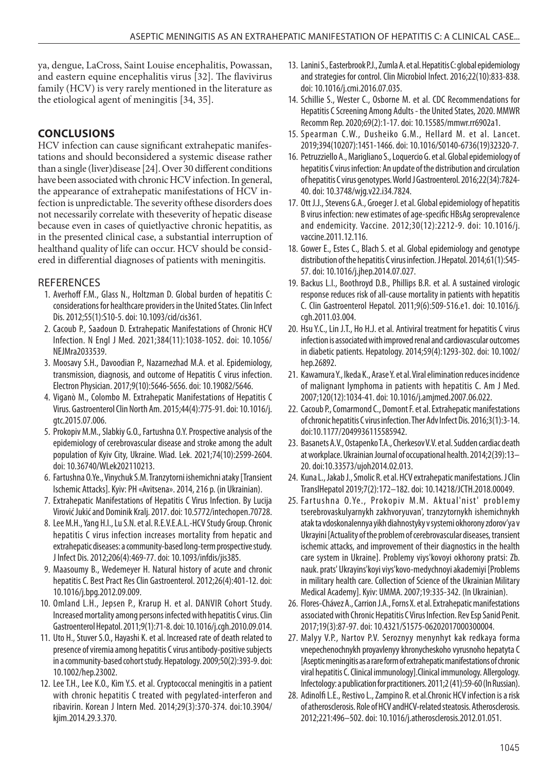ya, dengue, LaCross, Saint Louise encephalitis, Powassan, and eastern equine encephalitis virus [32]. The flavivirus family (HCV) is very rarely mentioned in the literature as the etiological agent of meningitis [34, 35].

## CONCLUSIONS

HCV infection can cause significant extrahepatic manifestations and should beconsidered a systemic disease rather than a single (liver)disease [24]. Over 30 different conditions have been associated with chronic HCV infection. In general, the appearance of extrahepatic manifestations of HCV infection is unpredictable. The severity ofthese disorders does not necessarily correlate with theseverity of hepatic disease because even in cases of quietlyactive chronic hepatitis, as in the presented clinical case, a substantial interruption of healthand quality of life can occur. HCV should be considered in differential diagnoses of patients with meningitis.

## REFERENCES

1. Averhoff F.M., Glass N., Holtzman D. Global burden of hepatitis C: considerations for healthcare providers in the United States. Clin Infect Dis. 2012;55(1):S10-5. doi: 10.1093/cid/cis361.
2. Cacoub P., Saadoun D. Extrahepatic Manifestations of Chronic HCV Infection. N Engl J Med. 2021;384(11):1038-1052. doi: 10.1056/NEJMra2033539.
3. Moosavy S.H., Davoodian P., Nazarnezhad M.A. et al. Epidemiology, transmission, diagnosis, and outcome of Hepatitis C virus infection. Electron Physician. 2017;9(10):5646-5656. doi: 10.19082/5646.
4. Viganò M., Colombo M. Extrahepatic Manifestations of Hepatitis C Virus. Gastroenterol Clin North Am. 2015;44(4):775-91. doi: 10.1016/j.gtc.2015.07.006.
5. Prokopiv M.M., Slabkiy G.O., Fartushna O.Y. Prospective analysis of the epidemiology of cerebrovascular disease and stroke among the adult population of Kyiv City, Ukraine. Wiad. Lek. 2021;74(10):2599-2604. doi: 10.36740/WLek202110213.
6. Fartushna O.Ye., Vinychuk S.M. Tranzytorni ishemichni ataky [Transient Ischemic Attacks]. Kyiv: PH «Avitsena». 2014, 216 p. (in Ukrainian).
7. Extrahepatic Manifestations of Hepatitis C Virus Infection. By Lucija Virović Jukić and Dominik Kralj. 2017. doi: 10.5772/intechopen.70728.
8. Lee M.H., Yang H.I., Lu S.N. et al. R.E.V.E.A.L.-HCV Study Group. Chronic hepatitis C virus infection increases mortality from hepatic and extrahepatic diseases: a community-based long-term prospective study. J Infect Dis. 2012;206(4):469-77. doi: 10.1093/infdis/jis385.
9. Maasoumy B., Wedemeyer H. Natural history of acute and chronic hepatitis C. Best Pract Res Clin Gastroenterol. 2012;26(4):401-12. doi: 10.1016/j.bpg.2012.09.009.
10. Omland L.H., Jepsen P., Krarup H. et al. DANVIR Cohort Study. Increased mortality among persons infected with hepatitis C virus. Clin Gastroenterol Hepatol. 2011;9(1):71-8. doi: 10.1016/j.cgh.2010.09.014.
11. Uto H., Stuver S.O., Hayashi K. et al. Increased rate of death related to presence of viremia among hepatitis C virus antibody-positive subjects in a community-based cohort study. Hepatology. 2009;50(2):393-9. doi: 10.1002/hep.23002.
12. Lee T.H., Lee K.O., Kim Y.S. et al. Cryptococcal meningitis in a patient with chronic hepatitis C treated with pegylated-interferon and ribavirin. Korean J Intern Med. 2014;29(3):370-374. doi:10.3904/kjim.2014.29.3.370.
13. Lanini S., Easterbrook P.J., Zumla A. et al. Hepatitis C: global epidemiology and strategies for control. Clin Microbiol Infect. 2016;22(10):833-838. doi: 10.1016/j.cmi.2016.07.035.
14. Schillie S., Wester C., Osborne M. et al. CDC Recommendations for Hepatitis C Screening Among Adults - the United States, 2020. MMWR Recomm Rep. 2020;69(2):1-17. doi: 10.15585/mmwr.rr6902a1.
15. Spearman C.W., Dusheiko G.M., Hellard M. et al. Lancet. 2019;394(10207):1451-1466. doi: 10.1016/S0140-6736(19)32320-7.
16. Petruzziello A., Marigliano S., Loquercio G. et al. Global epidemiology of hepatitis C virus infection: An update of the distribution and circulation of hepatitis C virus genotypes. World J Gastroenterol. 2016;22(34):7824-40. doi: 10.3748/wjg.v22.i34.7824.
17. Ott J.J., Stevens G.A., Groeger J. et al. Global epidemiology of hepatitis B virus infection: new estimates of age-specific HBsAg seroprevalence and endemicity. Vaccine. 2012;30(12):2212-9. doi: 10.1016/j.vaccine.2011.12.116.
18. Gower E., Estes C., Blach S. et al. Global epidemiology and genotype distribution of the hepatitis C virus infection. J Hepatol. 2014;61(1):S45-57. doi: 10.1016/j.jhep.2014.07.027.
19. Backus L.I., Boothroyd D.B., Phillips B.R. et al. A sustained virologic response reduces risk of all-cause mortality in patients with hepatitis C. Clin Gastroenterol Hepatol. 2011;9(6):509-516.e1. doi: 10.1016/j.cgh.2011.03.004.
20. Hsu Y.C., Lin J.T., Ho H.J. et al. Antiviral treatment for hepatitis C virus infection is associated with improved renal and cardiovascular outcomes in diabetic patients. Hepatology. 2014;59(4):1293-302. doi: 10.1002/hep.26892.
21. Kawamura Y., Ikeda K., Arase Y. et al. Viral elimination reduces incidence of malignant lymphoma in patients with hepatitis C. Am J Med. 2007;120(12):1034-41. doi: 10.1016/j.amjmed.2007.06.022.
22. Cacoub P., Comarmond C., Domont F. et al. Extrahepatic manifestations of chronic hepatitis C virus infection. Ther Adv Infect Dis. 2016;3(1):3-14. doi:10.1177/2049936115585942.
23. Basanets A.V., Ostapenko T.A., Cherkesov V.V. et al. Sudden cardiac death at workplace. Ukrainian Journal of occupational health. 2014;2(39):13–20. doi:10.33573/ujoh2014.02.013.
24. Kuna L., Jakab J., Smolic R. et al. HCV extrahepatic manifestations. J Clin TranslHepatol 2019;7(2):172–182. doi: 10.14218/JCTH.2018.00049.
25. Fartushna O.Ye., Prokopiv M.M. Aktual'nist' problemy tserebrovaskulyarnykh zakhvoryuvan', tranzytornykh ishemichnykh atak ta vdoskonalennya yikh diahnostyky v systemi okhorony zdorov'ya v Ukrayini [Actuality of the problem of cerebrovascular diseases, transient ischemic attacks, and improvement of their diagnostics in the health care system in Ukraine]. Problemy viys'kovoyi okhorony pratsi: Zb. nauk. prats' Ukrayins'koyi viys'kovo-medychnoyi akademiyi [Problems in military health care. Collection of Science of the Ukrainian Military Medical Academy]. Kyiv: UMMA. 2007;19:335-342. (In Ukrainian).
26. Flores-Chávez A., Carrion J.A., Forns X. et al. Extrahepatic manifestations associated with Chronic Hepatitis C Virus Infection. Rev Esp Sanid Penit. 2017;19(3):87-97. doi: 10.4321/S1575-06202017000300004.
27. Malyy V.P., Nartov P.V. Seroznyy menynhyt kak redkaya forma vnepechenochnykh proyavlenyy khronycheskoho vyrusnoho hepatyta C [Aseptic meningitis as a rare form of extrahepatic manifestations of chronic viral hepatitis C. Clinical immunology].Clinical immunology. Allergology. Infectology: a publication for practitioners. 2011;2 (41):59-60 (In Russian).
28. Adinolfi L.E., Restivo L., Zampino R. et al.Chronic HCV infection is a risk of atherosclerosis. Role of HCV andHCV-related steatosis. Atherosclerosis. 2012;221:496–502. doi: 10.1016/j.atherosclerosis.2012.01.051.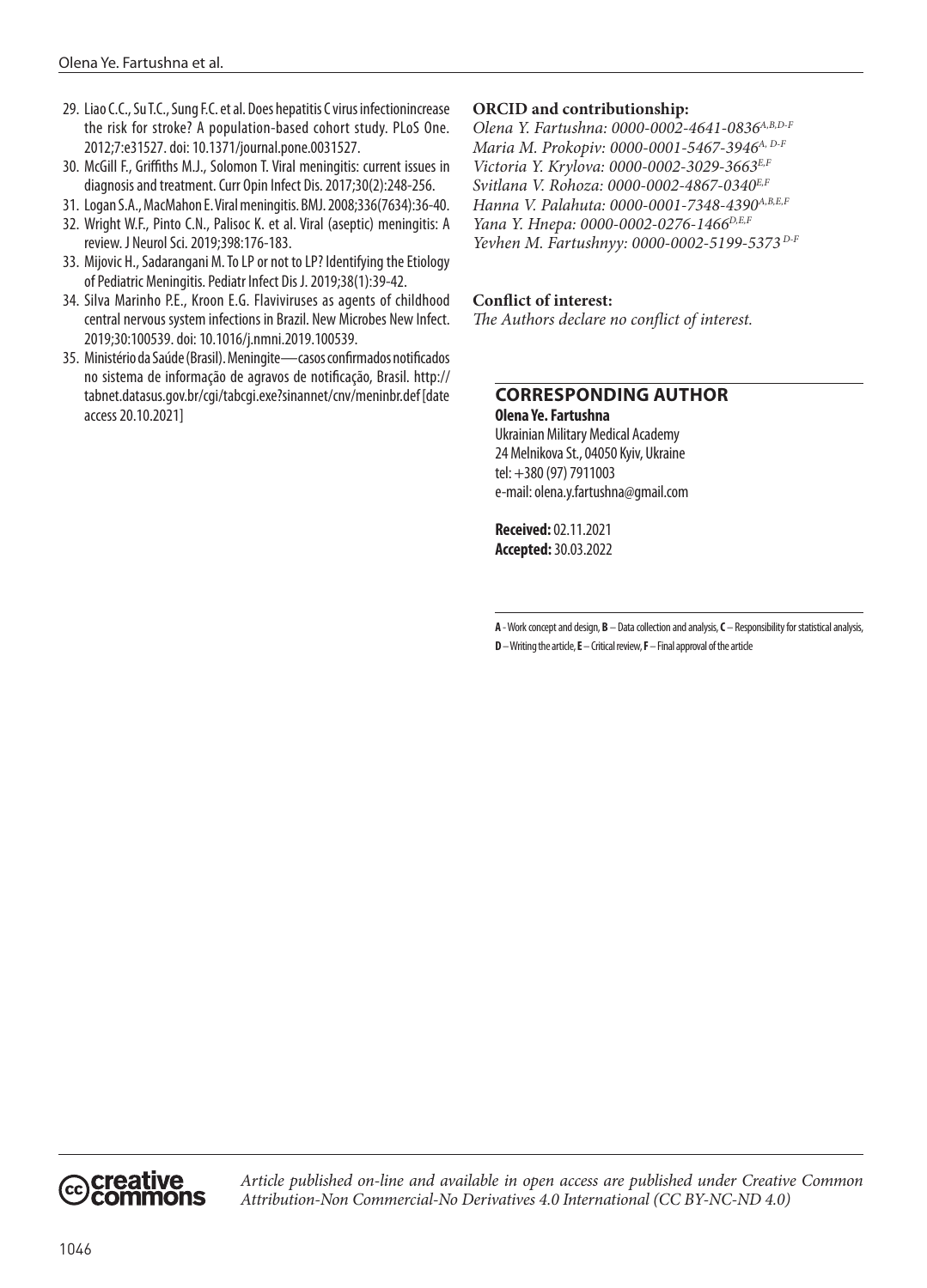29. Liao C.C., Su T.C., Sung F.C. et al. Does hepatitis C virus infectionincrease the risk for stroke? A population-based cohort study. PLoS One. 2012;7:e31527. doi: 10.1371/journal.pone.0031527.
30. McGill F., Griffiths M.J., Solomon T. Viral meningitis: current issues in diagnosis and treatment. Curr Opin Infect Dis. 2017;30(2):248-256.
31. Logan S.A., MacMahon E. Viral meningitis. BMJ. 2008;336(7634):36-40.
32. Wright W.F., Pinto C.N., Palisoc K. et al. Viral (aseptic) meningitis: A review. J Neurol Sci. 2019;398:176-183.
33. Mijovic H., Sadarangani M. To LP or not to LP? Identifying the Etiology of Pediatric Meningitis. Pediatr Infect Dis J. 2019;38(1):39-42.
34. Silva Marinho P.E., Kroon E.G. Flaviviruses as agents of childhood central nervous system infections in Brazil. New Microbes New Infect. 2019;30:100539. doi: 10.1016/j.nmni.2019.100539.
35. Ministério da Saúde (Brasil). Meningite — casos confirmados notificados no sistema de informação de agravos de notificação, Brasil. http://tabnet.datasus.gov.br/cgi/tabcgi.exe?sinannet/cnv/meninbr.def [date access 20.10.2021]

**ORCID and contributionship:**

*Olena Y. Fartushna: 0000-0002-4641-0836[A,B,D-F]*
*Maria M. Prokopiv: 0000-0001-5467-3946[A, D-F]*
*Victoria Y. Krylova: 0000-0002-3029-3663[E,F]*
*Svitlana V. Rohoza: 0000-0002-4867-0340[E,F]*
*Hanna V. Palahuta: 0000-0001-7348-4390[A,B,E,F]*
*Yana Y. Hnepa: 0000-0002-0276-1466[D,E,F]*
*Yevhen M. Fartushnyy: 0000-0002-5199-5373[D-F]*

**Conflict of interest:**

*The Authors declare no conflict of interest.*

## CORRESPONDING AUTHOR

**Olena Ye. Fartushna**
Ukrainian Military Medical Academy
24 Melnikova St., 04050 Kyiv, Ukraine
tel: +380 (97) 7911003
e-mail: olena.y.fartushna@gmail.com

**Received:** 02.11.2021
**Accepted:** 30.03.2022

**A** - Work concept and design, **B** – Data collection and analysis, **C** – Responsibility for statistical analysis, **D** – Writing the article, **E** – Critical review, **F** – Final approval of the article

*Article published on-line and available in open access are published under Creative Common Attribution-Non Commercial-No Derivatives 4.0 International (CC BY-NC-ND 4.0)*